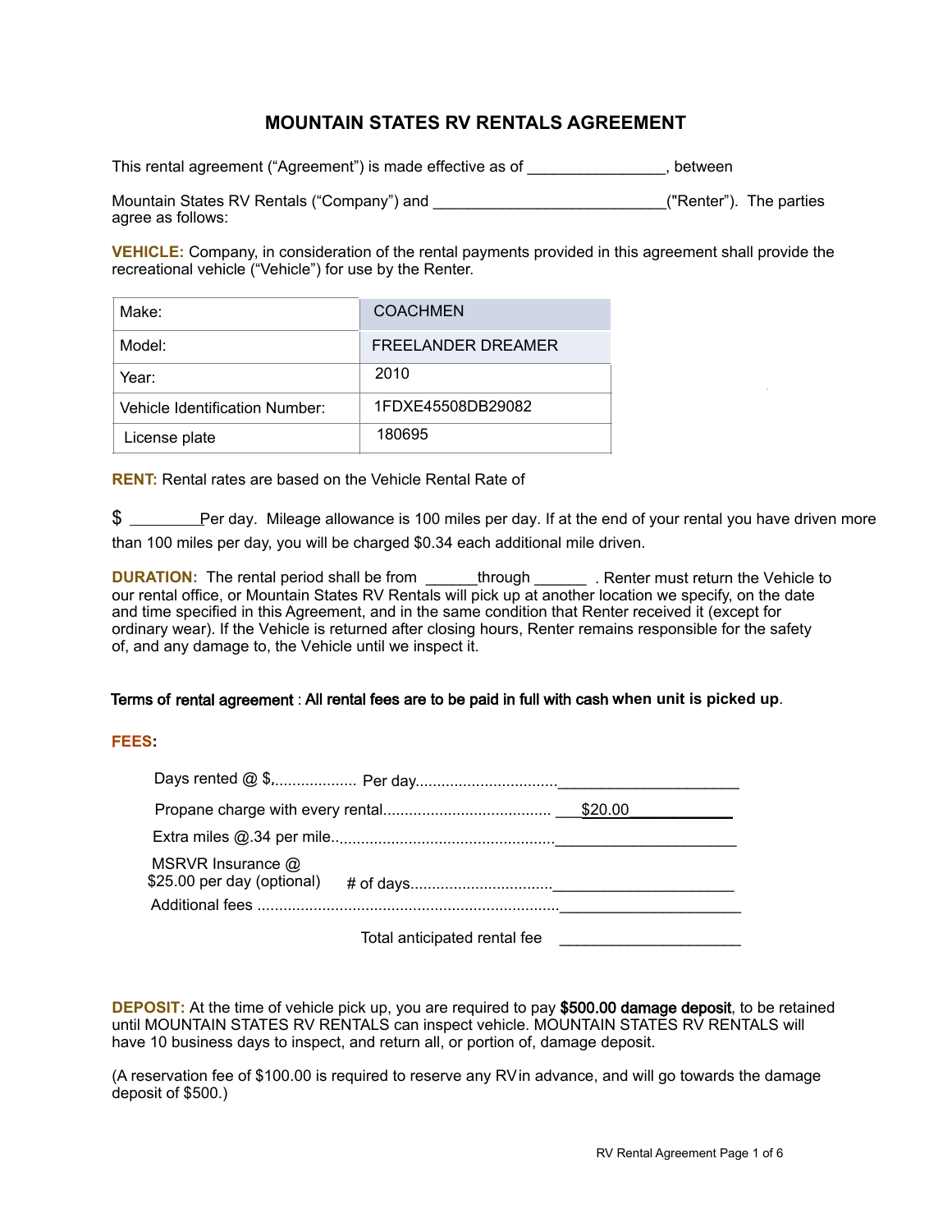# MOUNTAIN STATES RV RENTALS AGREEMENT

This rental agreement ("Agreement") is made effective as of _______________, between

Mountain States RV Rentals ("Company") and __________________________("Renter"). The parties agree as follows:

**VEHICLE:** Company, in consideration of the rental payments provided in this agreement shall provide the recreational vehicle ("Vehicle") for use by the Renter.

| | |
|---|---|
| Make: | COACHMEN |
| Model: | FREELANDER DREAMER |
| Year: | 2010 |
| Vehicle Identification Number: | 1FDXE45508DB29082 |
| License plate | 180695 |

**RENT:** Rental rates are based on the Vehicle Rental Rate of

$ ________Per day. Mileage allowance is 100 miles per day. If at the end of your rental you have driven more than 100 miles per day, you will be charged $0.34 each additional mile driven.

**DURATION:** The rental period shall be from ______through ______ . Renter must return the Vehicle to our rental office, or Mountain States RV Rentals will pick up at another location we specify, on the date and time specified in this Agreement, and in the same condition that Renter received it (except for ordinary wear). If the Vehicle is returned after closing hours, Renter remains responsible for the safety of, and any damage to, the Vehicle until we inspect it.

**Terms of rental agreement : All rental fees are to be paid in full with cash when unit is picked up**.

**FEES:**

Days rented @ $,.................. Per day................................_____________________

Propane charge with every rental...................................... ___$20.00___________

Extra miles @.34 per mile...................................................._____________________

MSRVR Insurance @ $25.00 per day (optional) # of days................................_____________________

Additional fees ....................................................................._____________________

Total anticipated rental fee _____________________

**DEPOSIT:** At the time of vehicle pick up, you are required to pay **$500.00 damage deposit**, to be retained until MOUNTAIN STATES RV RENTALS can inspect vehicle. MOUNTAIN STATES RV RENTALS will have 10 business days to inspect, and return all, or portion of, damage deposit.

(A reservation fee of $100.00 is required to reserve any RV in advance, and will go towards the damage deposit of $500.)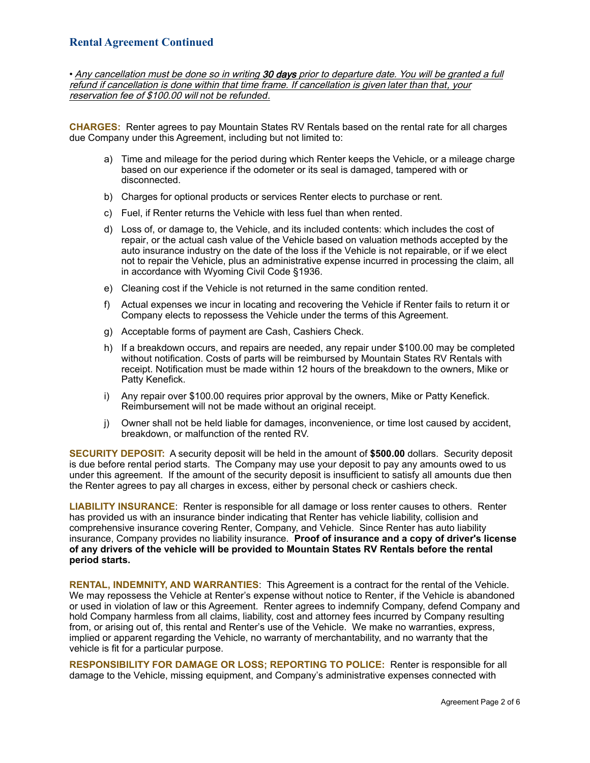## Rental Agreement Continued

• *Any cancellation must be done so in writing **30 days** prior to departure date. You will be granted a full refund if cancellation is done within that time frame. If cancellation is given later than that, your reservation fee of $100.00 will not be refunded.*

**CHARGES:** Renter agrees to pay Mountain States RV Rentals based on the rental rate for all charges due Company under this Agreement, including but not limited to:

a) Time and mileage for the period during which Renter keeps the Vehicle, or a mileage charge based on our experience if the odometer or its seal is damaged, tampered with or disconnected.

b) Charges for optional products or services Renter elects to purchase or rent.

c) Fuel, if Renter returns the Vehicle with less fuel than when rented.

d) Loss of, or damage to, the Vehicle, and its included contents: which includes the cost of repair, or the actual cash value of the Vehicle based on valuation methods accepted by the auto insurance industry on the date of the loss if the Vehicle is not repairable, or if we elect not to repair the Vehicle, plus an administrative expense incurred in processing the claim, all in accordance with Wyoming Civil Code §1936.

e) Cleaning cost if the Vehicle is not returned in the same condition rented.

f) Actual expenses we incur in locating and recovering the Vehicle if Renter fails to return it or Company elects to repossess the Vehicle under the terms of this Agreement.

g) Acceptable forms of payment are Cash, Cashiers Check.

h) If a breakdown occurs, and repairs are needed, any repair under $100.00 may be completed without notification. Costs of parts will be reimbursed by Mountain States RV Rentals with receipt. Notification must be made within 12 hours of the breakdown to the owners, Mike or Patty Kenefick.

i) Any repair over $100.00 requires prior approval by the owners, Mike or Patty Kenefick. Reimbursement will not be made without an original receipt.

j) Owner shall not be held liable for damages, inconvenience, or time lost caused by accident, breakdown, or malfunction of the rented RV.

**SECURITY DEPOSIT:** A security deposit will be held in the amount of **$500.00** dollars. Security deposit is due before rental period starts. The Company may use your deposit to pay any amounts owed to us under this agreement. If the amount of the security deposit is insufficient to satisfy all amounts due then the Renter agrees to pay all charges in excess, either by personal check or cashiers check.

**LIABILITY INSURANCE**: Renter is responsible for all damage or loss renter causes to others. Renter has provided us with an insurance binder indicating that Renter has vehicle liability, collision and comprehensive insurance covering Renter, Company, and Vehicle. Since Renter has auto liability insurance, Company provides no liability insurance. **Proof of insurance and a copy of driver's license of any drivers of the vehicle will be provided to Mountain States RV Rentals before the rental period starts.**

**RENTAL, INDEMNITY, AND WARRANTIES**: This Agreement is a contract for the rental of the Vehicle. We may repossess the Vehicle at Renter's expense without notice to Renter, if the Vehicle is abandoned or used in violation of law or this Agreement. Renter agrees to indemnify Company, defend Company and hold Company harmless from all claims, liability, cost and attorney fees incurred by Company resulting from, or arising out of, this rental and Renter's use of the Vehicle. We make no warranties, express, implied or apparent regarding the Vehicle, no warranty of merchantability, and no warranty that the vehicle is fit for a particular purpose.

**RESPONSIBILITY FOR DAMAGE OR LOSS; REPORTING TO POLICE:** Renter is responsible for all damage to the Vehicle, missing equipment, and Company's administrative expenses connected with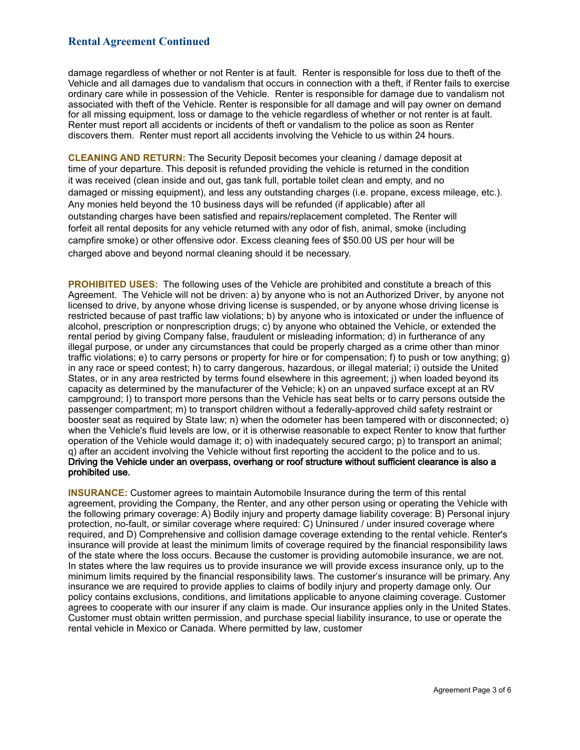## Rental Agreement Continued

damage regardless of whether or not Renter is at fault. Renter is responsible for loss due to theft of the Vehicle and all damages due to vandalism that occurs in connection with a theft, if Renter fails to exercise ordinary care while in possession of the Vehicle. Renter is responsible for damage due to vandalism not associated with theft of the Vehicle. Renter is responsible for all damage and will pay owner on demand for all missing equipment, loss or damage to the vehicle regardless of whether or not renter is at fault. Renter must report all accidents or incidents of theft or vandalism to the police as soon as Renter discovers them. Renter must report all accidents involving the Vehicle to us within 24 hours.

**CLEANING AND RETURN:** The Security Deposit becomes your cleaning / damage deposit at time of your departure. This deposit is refunded providing the vehicle is returned in the condition it was received (clean inside and out, gas tank full, portable toilet clean and empty, and no damaged or missing equipment), and less any outstanding charges (i.e. propane, excess mileage, etc.). Any monies held beyond the 10 business days will be refunded (if applicable) after all outstanding charges have been satisfied and repairs/replacement completed. The Renter will forfeit all rental deposits for any vehicle returned with any odor of fish, animal, smoke (including campfire smoke) or other offensive odor. Excess cleaning fees of $50.00 US per hour will be charged above and beyond normal cleaning should it be necessary.

**PROHIBITED USES:** The following uses of the Vehicle are prohibited and constitute a breach of this Agreement. The Vehicle will not be driven: a) by anyone who is not an Authorized Driver, by anyone not licensed to drive, by anyone whose driving license is suspended, or by anyone whose driving license is restricted because of past traffic law violations; b) by anyone who is intoxicated or under the influence of alcohol, prescription or nonprescription drugs; c) by anyone who obtained the Vehicle, or extended the rental period by giving Company false, fraudulent or misleading information; d) in furtherance of any illegal purpose, or under any circumstances that could be properly charged as a crime other than minor traffic violations; e) to carry persons or property for hire or for compensation; f) to push or tow anything; g) in any race or speed contest; h) to carry dangerous, hazardous, or illegal material; i) outside the United States, or in any area restricted by terms found elsewhere in this agreement; j) when loaded beyond its capacity as determined by the manufacturer of the Vehicle; k) on an unpaved surface except at an RV campground; l) to transport more persons than the Vehicle has seat belts or to carry persons outside the passenger compartment; m) to transport children without a federally-approved child safety restraint or booster seat as required by State law; n) when the odometer has been tampered with or disconnected; o) when the Vehicle's fluid levels are low, or it is otherwise reasonable to expect Renter to know that further operation of the Vehicle would damage it; o) with inadequately secured cargo; p) to transport an animal; q) after an accident involving the Vehicle without first reporting the accident to the police and to us. **Driving the Vehicle under an overpass, overhang or roof structure without sufficient clearance is also a prohibited use.**

**INSURANCE:** Customer agrees to maintain Automobile Insurance during the term of this rental agreement, providing the Company, the Renter, and any other person using or operating the Vehicle with the following primary coverage: A) Bodily injury and property damage liability coverage: B) Personal injury protection, no-fault, or similar coverage where required: C) Uninsured / under insured coverage where required, and D) Comprehensive and collision damage coverage extending to the rental vehicle. Renter's insurance will provide at least the minimum limits of coverage required by the financial responsibility laws of the state where the loss occurs. Because the customer is providing automobile insurance, we are not. In states where the law requires us to provide insurance we will provide excess insurance only, up to the minimum limits required by the financial responsibility laws. The customer's insurance will be primary. Any insurance we are required to provide applies to claims of bodily injury and property damage only. Our policy contains exclusions, conditions, and limitations applicable to anyone claiming coverage. Customer agrees to cooperate with our insurer if any claim is made. Our insurance applies only in the United States. Customer must obtain written permission, and purchase special liability insurance, to use or operate the rental vehicle in Mexico or Canada. Where permitted by law, customer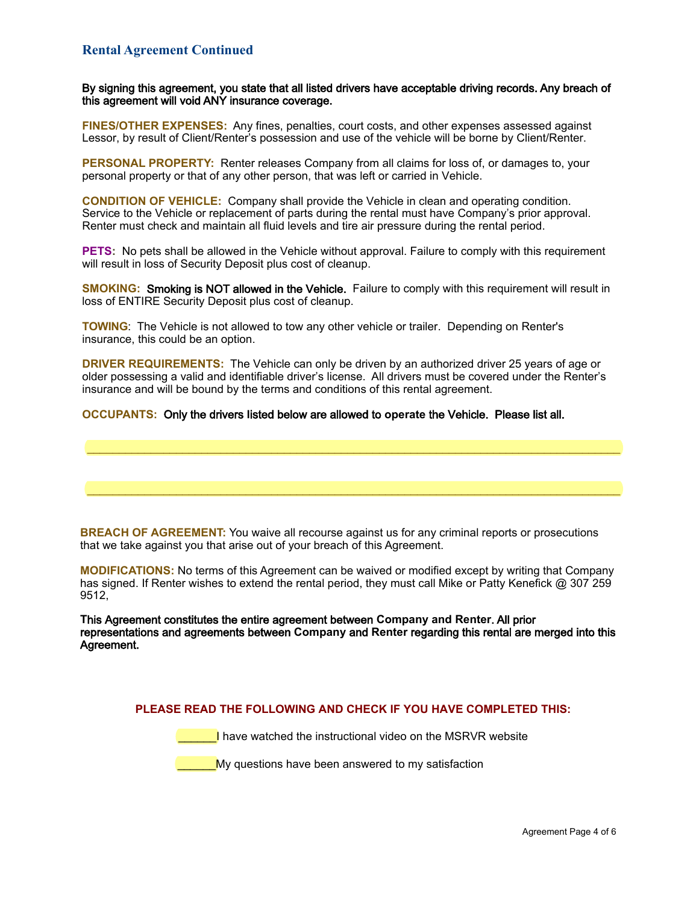## Rental Agreement Continued

**By signing this agreement, you state that all listed drivers have acceptable driving records. Any breach of this agreement will void ANY insurance coverage.**

**FINES/OTHER EXPENSES:** Any fines, penalties, court costs, and other expenses assessed against Lessor, by result of Client/Renter's possession and use of the vehicle will be borne by Client/Renter.

**PERSONAL PROPERTY:** Renter releases Company from all claims for loss of, or damages to, your personal property or that of any other person, that was left or carried in Vehicle.

**CONDITION OF VEHICLE:** Company shall provide the Vehicle in clean and operating condition. Service to the Vehicle or replacement of parts during the rental must have Company's prior approval. Renter must check and maintain all fluid levels and tire air pressure during the rental period.

**PETS:** No pets shall be allowed in the Vehicle without approval. Failure to comply with this requirement will result in loss of Security Deposit plus cost of cleanup.

**SMOKING:** **Smoking is NOT allowed in the Vehicle.** Failure to comply with this requirement will result in loss of ENTIRE Security Deposit plus cost of cleanup.

**TOWING**: The Vehicle is not allowed to tow any other vehicle or trailer. Depending on Renter's insurance, this could be an option.

**DRIVER REQUIREMENTS:** The Vehicle can only be driven by an authorized driver 25 years of age or older possessing a valid and identifiable driver's license. All drivers must be covered under the Renter's insurance and will be bound by the terms and conditions of this rental agreement.

**OCCUPANTS:** **Only the drivers listed below are allowed to operate the Vehicle. Please list all.**

________________________________________________________________________________

________________________________________________________________________________

**BREACH OF AGREEMENT:** You waive all recourse against us for any criminal reports or prosecutions that we take against you that arise out of your breach of this Agreement.

**MODIFICATIONS:** No terms of this Agreement can be waived or modified except by writing that Company has signed. If Renter wishes to extend the rental period, they must call Mike or Patty Kenefick @ 307 259 9512,

**This Agreement constitutes the entire agreement between Company and Renter. All prior representations and agreements between Company and Renter regarding this rental are merged into this Agreement.**

**PLEASE READ THE FOLLOWING AND CHECK IF YOU HAVE COMPLETED THIS:**

______I have watched the instructional video on the MSRVR website

______My questions have been answered to my satisfaction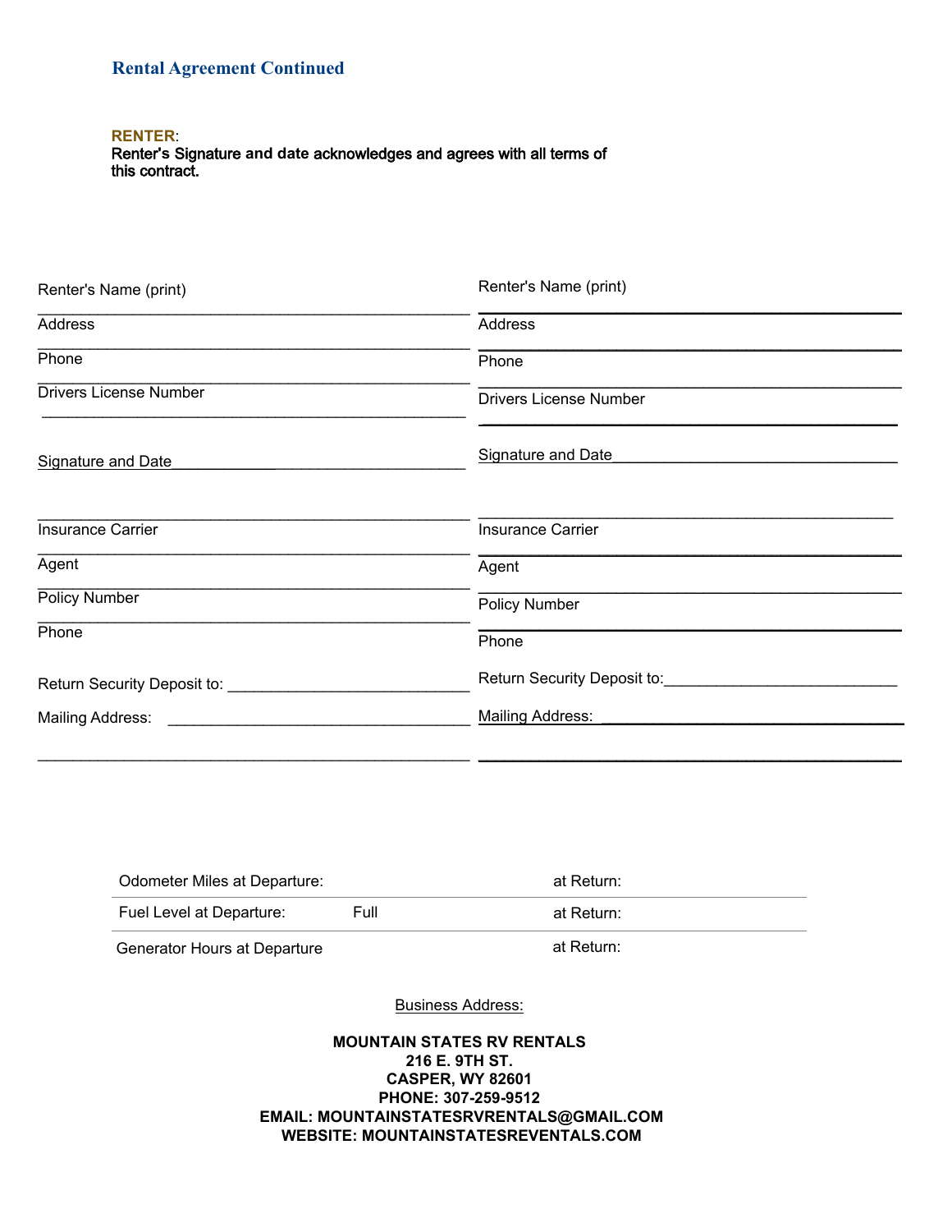## Rental Agreement Continued

**RENTER**:
**Renter's Signature and date acknowledges and agrees with all terms of this contract.**

Renter's Name (print)
___________________________________________
Address
___________________________________________
Phone
___________________________________________
Drivers License Number
___________________________________________

Signature and Date_______________________________

___________________________________________
Insurance Carrier
___________________________________________
Agent
___________________________________________
Policy Number
___________________________________________
Phone

Return Security Deposit to: ________________________

Mailing Address: ________________________________

___________________________________________

Renter's Name (print)
___________________________________________
Address
___________________________________________
Phone
___________________________________________
Drivers License Number
___________________________________________

Signature and Date_______________________________

___________________________________________
Insurance Carrier
___________________________________________
Agent
___________________________________________
Policy Number
___________________________________________
Phone

Return Security Deposit to:________________________

Mailing Address: ________________________________

___________________________________________

| | | | |
|---|---|---|---|
| Odometer Miles at Departure: | | at Return: | |
| Fuel Level at Departure: | Full | at Return: | |
| Generator Hours at Departure | | at Return: | |

Business Address:

**MOUNTAIN STATES RV RENTALS**
**216 E. 9TH ST.**
**CASPER, WY 82601**
**PHONE: 307-259-9512**
**EMAIL: MOUNTAINSTATESRVRENTALS@GMAIL.COM**
**WEBSITE: MOUNTAINSTATESREVENTALS.COM**